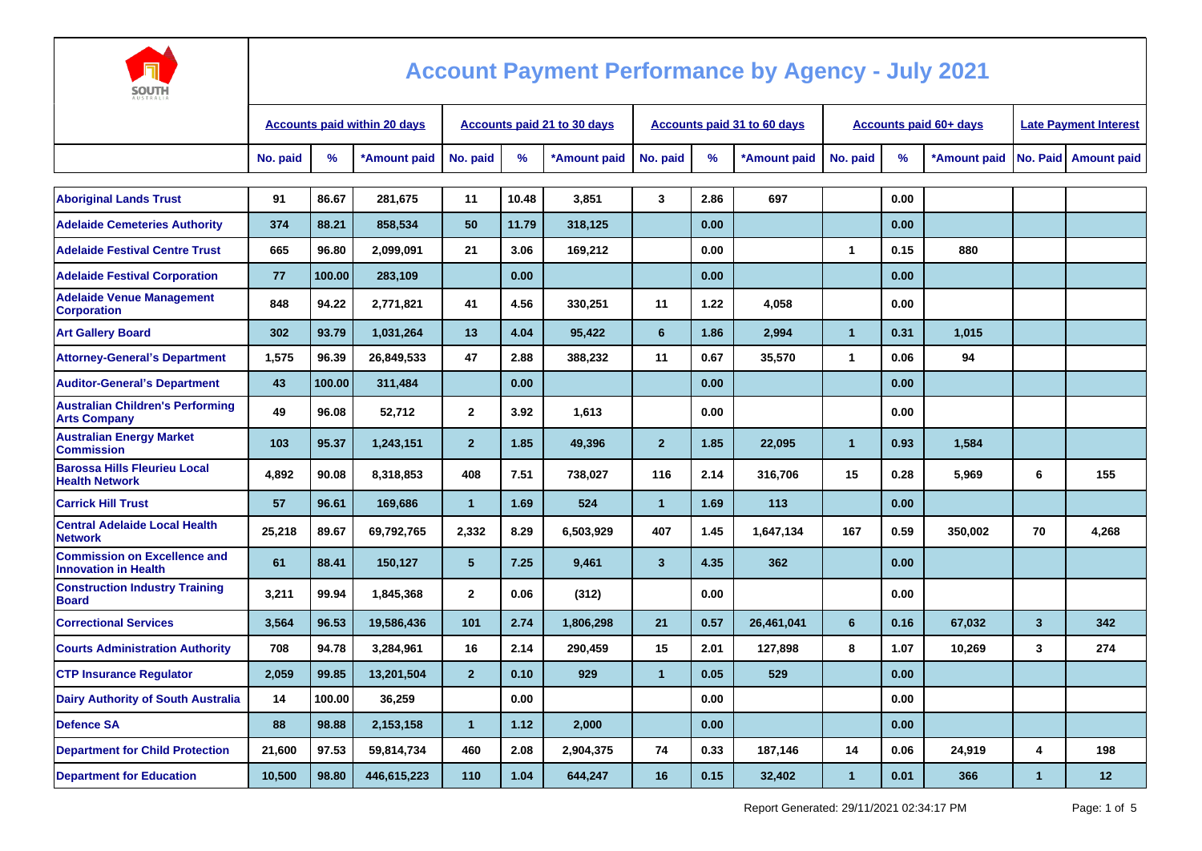# Account Payment Performance by Agency - July 2021

| | Accounts paid within 20 days | | | Accounts paid 21 to 30 days | | | Accounts paid 31 to 60 days | | | Accounts paid 60+ days | | | Late Payment Interest | |
|---|---|---|---|---|---|---|---|---|---|---|---|---|---|---|
| | No. paid | % | *Amount paid | No. paid | % | *Amount paid | No. paid | % | *Amount paid | No. paid | % | *Amount paid | No. Paid | Amount paid |
| Aboriginal Lands Trust | 91 | 86.67 | 281,675 | 11 | 10.48 | 3,851 | 3 | 2.86 | 697 | | 0.00 | | | |
| Adelaide Cemeteries Authority | 374 | 88.21 | 858,534 | 50 | 11.79 | 318,125 | | 0.00 | | | 0.00 | | | |
| Adelaide Festival Centre Trust | 665 | 96.80 | 2,099,091 | 21 | 3.06 | 169,212 | | 0.00 | | 1 | 0.15 | 880 | | |
| Adelaide Festival Corporation | 77 | 100.00 | 283,109 | | 0.00 | | | 0.00 | | | 0.00 | | | |
| Adelaide Venue Management Corporation | 848 | 94.22 | 2,771,821 | 41 | 4.56 | 330,251 | 11 | 1.22 | 4,058 | | 0.00 | | | |
| Art Gallery Board | 302 | 93.79 | 1,031,264 | 13 | 4.04 | 95,422 | 6 | 1.86 | 2,994 | 1 | 0.31 | 1,015 | | |
| Attorney-General's Department | 1,575 | 96.39 | 26,849,533 | 47 | 2.88 | 388,232 | 11 | 0.67 | 35,570 | 1 | 0.06 | 94 | | |
| Auditor-General's Department | 43 | 100.00 | 311,484 | | 0.00 | | | 0.00 | | | 0.00 | | | |
| Australian Children's Performing Arts Company | 49 | 96.08 | 52,712 | 2 | 3.92 | 1,613 | | 0.00 | | | 0.00 | | | |
| Australian Energy Market Commission | 103 | 95.37 | 1,243,151 | 2 | 1.85 | 49,396 | 2 | 1.85 | 22,095 | 1 | 0.93 | 1,584 | | |
| Barossa Hills Fleurieu Local Health Network | 4,892 | 90.08 | 8,318,853 | 408 | 7.51 | 738,027 | 116 | 2.14 | 316,706 | 15 | 0.28 | 5,969 | 6 | 155 |
| Carrick Hill Trust | 57 | 96.61 | 169,686 | 1 | 1.69 | 524 | 1 | 1.69 | 113 | | 0.00 | | | |
| Central Adelaide Local Health Network | 25,218 | 89.67 | 69,792,765 | 2,332 | 8.29 | 6,503,929 | 407 | 1.45 | 1,647,134 | 167 | 0.59 | 350,002 | 70 | 4,268 |
| Commission on Excellence and Innovation in Health | 61 | 88.41 | 150,127 | 5 | 7.25 | 9,461 | 3 | 4.35 | 362 | | 0.00 | | | |
| Construction Industry Training Board | 3,211 | 99.94 | 1,845,368 | 2 | 0.06 | (312) | | 0.00 | | | 0.00 | | | |
| Correctional Services | 3,564 | 96.53 | 19,586,436 | 101 | 2.74 | 1,806,298 | 21 | 0.57 | 26,461,041 | 6 | 0.16 | 67,032 | 3 | 342 |
| Courts Administration Authority | 708 | 94.78 | 3,284,961 | 16 | 2.14 | 290,459 | 15 | 2.01 | 127,898 | 8 | 1.07 | 10,269 | 3 | 274 |
| CTP Insurance Regulator | 2,059 | 99.85 | 13,201,504 | 2 | 0.10 | 929 | 1 | 0.05 | 529 | | 0.00 | | | |
| Dairy Authority of South Australia | 14 | 100.00 | 36,259 | | 0.00 | | | 0.00 | | | 0.00 | | | |
| Defence SA | 88 | 98.88 | 2,153,158 | 1 | 1.12 | 2,000 | | 0.00 | | | 0.00 | | | |
| Department for Child Protection | 21,600 | 97.53 | 59,814,734 | 460 | 2.08 | 2,904,375 | 74 | 0.33 | 187,146 | 14 | 0.06 | 24,919 | 4 | 198 |
| Department for Education | 10,500 | 98.80 | 446,615,223 | 110 | 1.04 | 644,247 | 16 | 0.15 | 32,402 | 1 | 0.01 | 366 | 1 | 12 |

Report Generated: 29/11/2021 02:34:17 PM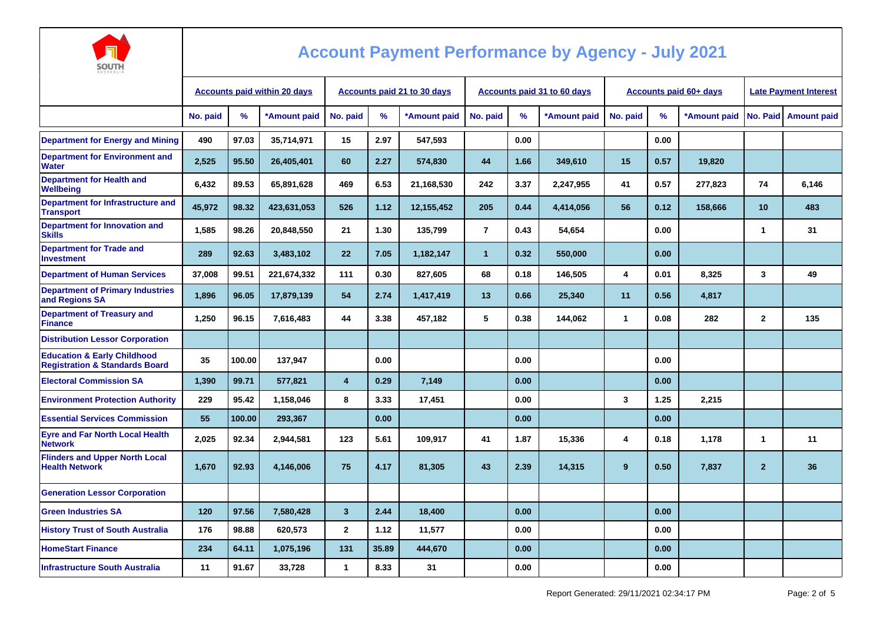# Account Payment Performance by Agency - July 2021

| | Accounts paid within 20 days | | | Accounts paid 21 to 30 days | | | Accounts paid 31 to 60 days | | | Accounts paid 60+ days | | | Late Payment Interest | |
|---|---|---|---|---|---|---|---|---|---|---|---|---|---|---|
| | No. paid | % | *Amount paid | No. paid | % | *Amount paid | No. paid | % | *Amount paid | No. paid | % | *Amount paid | No. Paid | Amount paid |
| Department for Energy and Mining | 490 | 97.03 | 35,714,971 | 15 | 2.97 | 547,593 | | 0.00 | | | 0.00 | | | |
| Department for Environment and Water | 2,525 | 95.50 | 26,405,401 | 60 | 2.27 | 574,830 | 44 | 1.66 | 349,610 | 15 | 0.57 | 19,820 | | |
| Department for Health and Wellbeing | 6,432 | 89.53 | 65,891,628 | 469 | 6.53 | 21,168,530 | 242 | 3.37 | 2,247,955 | 41 | 0.57 | 277,823 | 74 | 6,146 |
| Department for Infrastructure and Transport | 45,972 | 98.32 | 423,631,053 | 526 | 1.12 | 12,155,452 | 205 | 0.44 | 4,414,056 | 56 | 0.12 | 158,666 | 10 | 483 |
| Department for Innovation and Skills | 1,585 | 98.26 | 20,848,550 | 21 | 1.30 | 135,799 | 7 | 0.43 | 54,654 | | 0.00 | | 1 | 31 |
| Department for Trade and Investment | 289 | 92.63 | 3,483,102 | 22 | 7.05 | 1,182,147 | 1 | 0.32 | 550,000 | | 0.00 | | | |
| Department of Human Services | 37,008 | 99.51 | 221,674,332 | 111 | 0.30 | 827,605 | 68 | 0.18 | 146,505 | 4 | 0.01 | 8,325 | 3 | 49 |
| Department of Primary Industries and Regions SA | 1,896 | 96.05 | 17,879,139 | 54 | 2.74 | 1,417,419 | 13 | 0.66 | 25,340 | 11 | 0.56 | 4,817 | | |
| Department of Treasury and Finance | 1,250 | 96.15 | 7,616,483 | 44 | 3.38 | 457,182 | 5 | 0.38 | 144,062 | 1 | 0.08 | 282 | 2 | 135 |
| Distribution Lessor Corporation | | | | | | | | | | | | | | |
| Education & Early Childhood Registration & Standards Board | 35 | 100.00 | 137,947 | | 0.00 | | | 0.00 | | | 0.00 | | | |
| Electoral Commission SA | 1,390 | 99.71 | 577,821 | 4 | 0.29 | 7,149 | | 0.00 | | | 0.00 | | | |
| Environment Protection Authority | 229 | 95.42 | 1,158,046 | 8 | 3.33 | 17,451 | | 0.00 | | 3 | 1.25 | 2,215 | | |
| Essential Services Commission | 55 | 100.00 | 293,367 | | 0.00 | | | 0.00 | | | 0.00 | | | |
| Eyre and Far North Local Health Network | 2,025 | 92.34 | 2,944,581 | 123 | 5.61 | 109,917 | 41 | 1.87 | 15,336 | 4 | 0.18 | 1,178 | 1 | 11 |
| Flinders and Upper North Local Health Network | 1,670 | 92.93 | 4,146,006 | 75 | 4.17 | 81,305 | 43 | 2.39 | 14,315 | 9 | 0.50 | 7,837 | 2 | 36 |
| Generation Lessor Corporation | | | | | | | | | | | | | | |
| Green Industries SA | 120 | 97.56 | 7,580,428 | 3 | 2.44 | 18,400 | | 0.00 | | | 0.00 | | | |
| History Trust of South Australia | 176 | 98.88 | 620,573 | 2 | 1.12 | 11,577 | | 0.00 | | | 0.00 | | | |
| HomeStart Finance | 234 | 64.11 | 1,075,196 | 131 | 35.89 | 444,670 | | 0.00 | | | 0.00 | | | |
| Infrastructure South Australia | 11 | 91.67 | 33,728 | 1 | 8.33 | 31 | | 0.00 | | | 0.00 | | | |

Report Generated: 29/11/2021 02:34:17 PM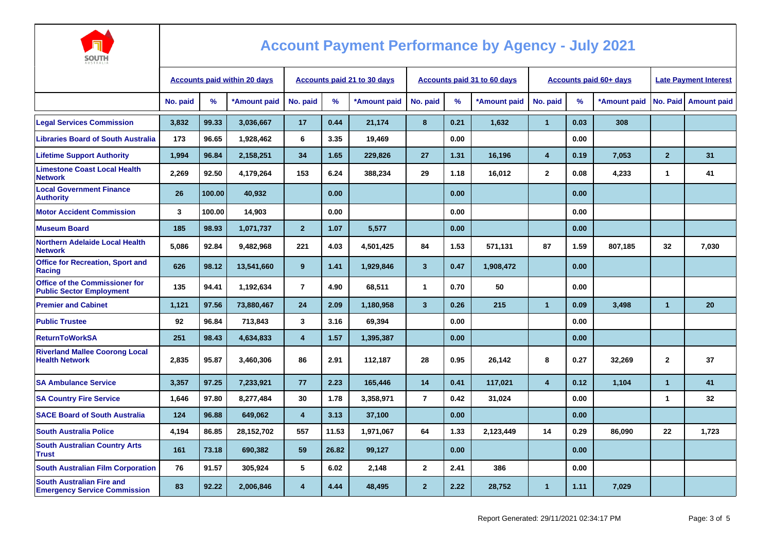# Account Payment Performance by Agency - July 2021

| | Accounts paid within 20 days | | | Accounts paid 21 to 30 days | | | Accounts paid 31 to 60 days | | | Accounts paid 60+ days | | | Late Payment Interest | |
|---|---|---|---|---|---|---|---|---|---|---|---|---|---|---|
| | No. paid | % | *Amount paid | No. paid | % | *Amount paid | No. paid | % | *Amount paid | No. paid | % | *Amount paid | No. Paid | Amount paid |
| Legal Services Commission | 3,832 | 99.33 | 3,036,667 | 17 | 0.44 | 21,174 | 8 | 0.21 | 1,632 | 1 | 0.03 | 308 | | |
| Libraries Board of South Australia | 173 | 96.65 | 1,928,462 | 6 | 3.35 | 19,469 | | 0.00 | | | 0.00 | | | |
| Lifetime Support Authority | 1,994 | 96.84 | 2,158,251 | 34 | 1.65 | 229,826 | 27 | 1.31 | 16,196 | 4 | 0.19 | 7,053 | 2 | 31 |
| Limestone Coast Local Health Network | 2,269 | 92.50 | 4,179,264 | 153 | 6.24 | 388,234 | 29 | 1.18 | 16,012 | 2 | 0.08 | 4,233 | 1 | 41 |
| Local Government Finance Authority | 26 | 100.00 | 40,932 | | 0.00 | | | 0.00 | | | 0.00 | | | |
| Motor Accident Commission | 3 | 100.00 | 14,903 | | 0.00 | | | 0.00 | | | 0.00 | | | |
| Museum Board | 185 | 98.93 | 1,071,737 | 2 | 1.07 | 5,577 | | 0.00 | | | 0.00 | | | |
| Northern Adelaide Local Health Network | 5,086 | 92.84 | 9,482,968 | 221 | 4.03 | 4,501,425 | 84 | 1.53 | 571,131 | 87 | 1.59 | 807,185 | 32 | 7,030 |
| Office for Recreation, Sport and Racing | 626 | 98.12 | 13,541,660 | 9 | 1.41 | 1,929,846 | 3 | 0.47 | 1,908,472 | | 0.00 | | | |
| Office of the Commissioner for Public Sector Employment | 135 | 94.41 | 1,192,634 | 7 | 4.90 | 68,511 | 1 | 0.70 | 50 | | 0.00 | | | |
| Premier and Cabinet | 1,121 | 97.56 | 73,880,467 | 24 | 2.09 | 1,180,958 | 3 | 0.26 | 215 | 1 | 0.09 | 3,498 | 1 | 20 |
| Public Trustee | 92 | 96.84 | 713,843 | 3 | 3.16 | 69,394 | | 0.00 | | | 0.00 | | | |
| ReturnToWorkSA | 251 | 98.43 | 4,634,833 | 4 | 1.57 | 1,395,387 | | 0.00 | | | 0.00 | | | |
| Riverland Mallee Coorong Local Health Network | 2,835 | 95.87 | 3,460,306 | 86 | 2.91 | 112,187 | 28 | 0.95 | 26,142 | 8 | 0.27 | 32,269 | 2 | 37 |
| SA Ambulance Service | 3,357 | 97.25 | 7,233,921 | 77 | 2.23 | 165,446 | 14 | 0.41 | 117,021 | 4 | 0.12 | 1,104 | 1 | 41 |
| SA Country Fire Service | 1,646 | 97.80 | 8,277,484 | 30 | 1.78 | 3,358,971 | 7 | 0.42 | 31,024 | | 0.00 | | 1 | 32 |
| SACE Board of South Australia | 124 | 96.88 | 649,062 | 4 | 3.13 | 37,100 | | 0.00 | | | 0.00 | | | |
| South Australia Police | 4,194 | 86.85 | 28,152,702 | 557 | 11.53 | 1,971,067 | 64 | 1.33 | 2,123,449 | 14 | 0.29 | 86,090 | 22 | 1,723 |
| South Australian Country Arts Trust | 161 | 73.18 | 690,382 | 59 | 26.82 | 99,127 | | 0.00 | | | 0.00 | | | |
| South Australian Film Corporation | 76 | 91.57 | 305,924 | 5 | 6.02 | 2,148 | 2 | 2.41 | 386 | | 0.00 | | | |
| South Australian Fire and Emergency Service Commission | 83 | 92.22 | 2,006,846 | 4 | 4.44 | 48,495 | 2 | 2.22 | 28,752 | 1 | 1.11 | 7,029 | | |

Report Generated: 29/11/2021 02:34:17 PM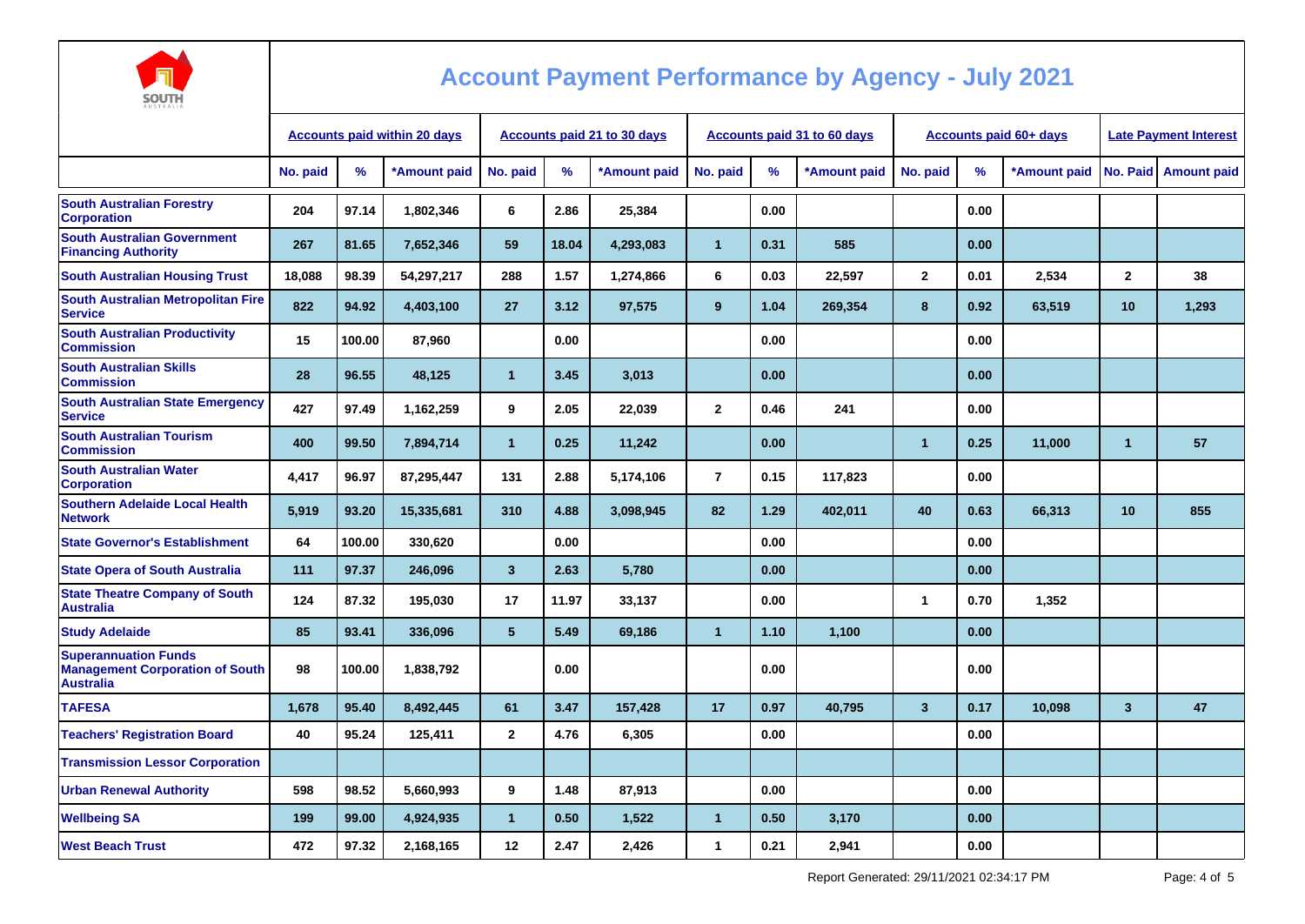# Account Payment Performance by Agency - July 2021

| | Accounts paid within 20 days | | | Accounts paid 21 to 30 days | | | Accounts paid 31 to 60 days | | | Accounts paid 60+ days | | | Late Payment Interest | |
|---|---|---|---|---|---|---|---|---|---|---|---|---|---|---|
| | No. paid | % | *Amount paid | No. paid | % | *Amount paid | No. paid | % | *Amount paid | No. paid | % | *Amount paid | No. Paid | Amount paid |
| South Australian Forestry Corporation | 204 | 97.14 | 1,802,346 | 6 | 2.86 | 25,384 | | 0.00 | | | 0.00 | | | |
| South Australian Government Financing Authority | 267 | 81.65 | 7,652,346 | 59 | 18.04 | 4,293,083 | 1 | 0.31 | 585 | | 0.00 | | | |
| South Australian Housing Trust | 18,088 | 98.39 | 54,297,217 | 288 | 1.57 | 1,274,866 | 6 | 0.03 | 22,597 | 2 | 0.01 | 2,534 | 2 | 38 |
| South Australian Metropolitan Fire Service | 822 | 94.92 | 4,403,100 | 27 | 3.12 | 97,575 | 9 | 1.04 | 269,354 | 8 | 0.92 | 63,519 | 10 | 1,293 |
| South Australian Productivity Commission | 15 | 100.00 | 87,960 | | 0.00 | | | 0.00 | | | 0.00 | | | |
| South Australian Skills Commission | 28 | 96.55 | 48,125 | 1 | 3.45 | 3,013 | | 0.00 | | | 0.00 | | | |
| South Australian State Emergency Service | 427 | 97.49 | 1,162,259 | 9 | 2.05 | 22,039 | 2 | 0.46 | 241 | | 0.00 | | | |
| South Australian Tourism Commission | 400 | 99.50 | 7,894,714 | 1 | 0.25 | 11,242 | | 0.00 | | 1 | 0.25 | 11,000 | 1 | 57 |
| South Australian Water Corporation | 4,417 | 96.97 | 87,295,447 | 131 | 2.88 | 5,174,106 | 7 | 0.15 | 117,823 | | 0.00 | | | |
| Southern Adelaide Local Health Network | 5,919 | 93.20 | 15,335,681 | 310 | 4.88 | 3,098,945 | 82 | 1.29 | 402,011 | 40 | 0.63 | 66,313 | 10 | 855 |
| State Governor's Establishment | 64 | 100.00 | 330,620 | | 0.00 | | | 0.00 | | | 0.00 | | | |
| State Opera of South Australia | 111 | 97.37 | 246,096 | 3 | 2.63 | 5,780 | | 0.00 | | | 0.00 | | | |
| State Theatre Company of South Australia | 124 | 87.32 | 195,030 | 17 | 11.97 | 33,137 | | 0.00 | | 1 | 0.70 | 1,352 | | |
| Study Adelaide | 85 | 93.41 | 336,096 | 5 | 5.49 | 69,186 | 1 | 1.10 | 1,100 | | 0.00 | | | |
| Superannuation Funds Management Corporation of South Australia | 98 | 100.00 | 1,838,792 | | 0.00 | | | 0.00 | | | 0.00 | | | |
| TAFESA | 1,678 | 95.40 | 8,492,445 | 61 | 3.47 | 157,428 | 17 | 0.97 | 40,795 | 3 | 0.17 | 10,098 | 3 | 47 |
| Teachers' Registration Board | 40 | 95.24 | 125,411 | 2 | 4.76 | 6,305 | | 0.00 | | | 0.00 | | | |
| Transmission Lessor Corporation | | | | | | | | | | | | | | |
| Urban Renewal Authority | 598 | 98.52 | 5,660,993 | 9 | 1.48 | 87,913 | | 0.00 | | | 0.00 | | | |
| Wellbeing SA | 199 | 99.00 | 4,924,935 | 1 | 0.50 | 1,522 | 1 | 0.50 | 3,170 | | 0.00 | | | |
| West Beach Trust | 472 | 97.32 | 2,168,165 | 12 | 2.47 | 2,426 | 1 | 0.21 | 2,941 | | 0.00 | | | |

Report Generated: 29/11/2021 02:34:17 PM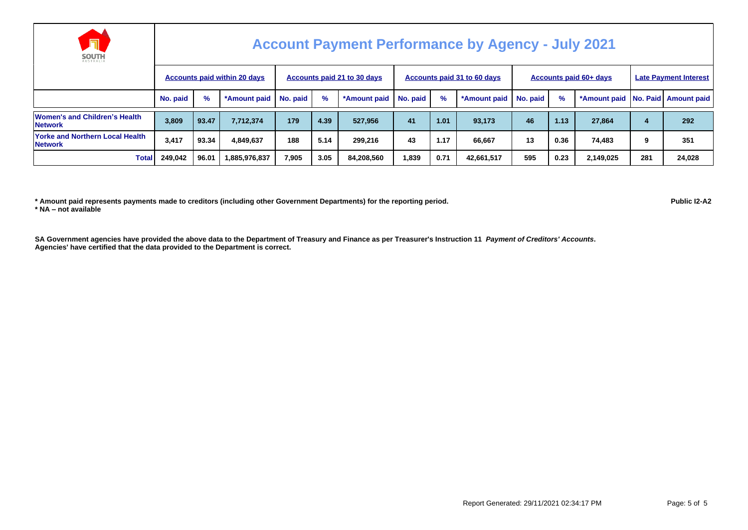# Account Payment Performance by Agency - July 2021

| | Accounts paid within 20 days | | | Accounts paid 21 to 30 days | | | Accounts paid 31 to 60 days | | | Accounts paid 60+ days | | | Late Payment Interest | |
|---|---|---|---|---|---|---|---|---|---|---|---|---|---|---|
| | No. paid | % | *Amount paid | No. paid | % | *Amount paid | No. paid | % | *Amount paid | No. paid | % | *Amount paid | No. Paid | Amount paid |
| Women's and Children's Health Network | 3,809 | 93.47 | 7,712,374 | 179 | 4.39 | 527,956 | 41 | 1.01 | 93,173 | 46 | 1.13 | 27,864 | 4 | 292 |
| Yorke and Northern Local Health Network | 3,417 | 93.34 | 4,849,637 | 188 | 5.14 | 299,216 | 43 | 1.17 | 66,667 | 13 | 0.36 | 74,483 | 9 | 351 |
| Total | 249,042 | 96.01 | 1,885,976,837 | 7,905 | 3.05 | 84,208,560 | 1,839 | 0.71 | 42,661,517 | 595 | 0.23 | 2,149,025 | 281 | 24,028 |

**\* Amount paid represents payments made to creditors (including other Government Departments) for the reporting period.**
**\* NA – not available**

**Public I2-A2**

**SA Government agencies have provided the above data to the Department of Treasury and Finance as per Treasurer's Instruction 11 *Payment of Creditors' Accounts*. Agencies' have certified that the data provided to the Department is correct.**

Report Generated: 29/11/2021 02:34:17 PM